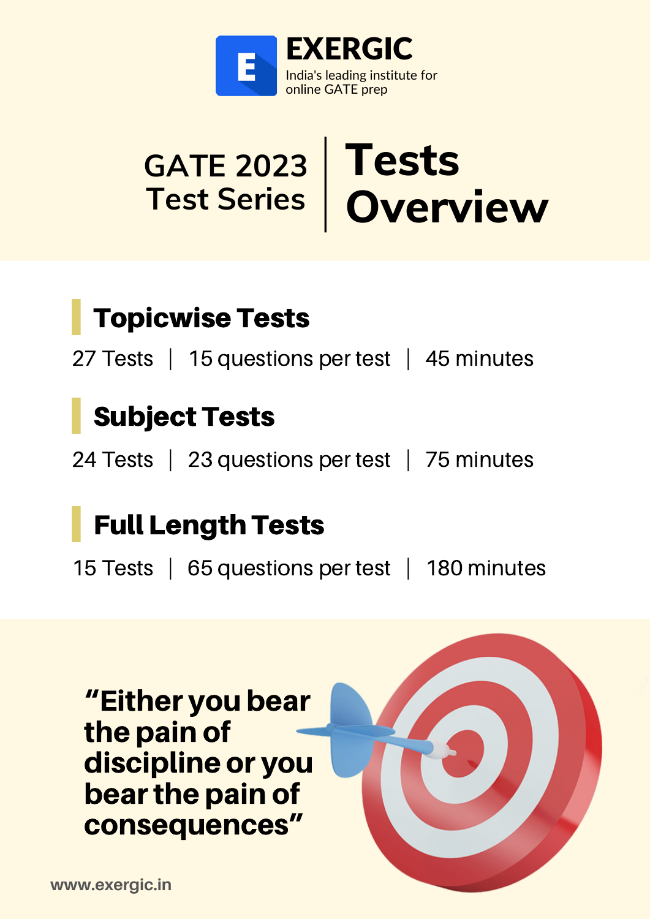**EXERGIC**

India's leading institute for online GATE prep

# GATE 2023 Test Series | Tests Overview

## Topicwise Tests

27 Tests | 15 questions per test | 45 minutes

## Subject Tests

24 Tests | 23 questions per test | 75 minutes

## Full Length Tests

15 Tests | 65 questions per test | 180 minutes

**"Either you bear the pain of discipline or you bear the pain of consequences"**

www.exergic.in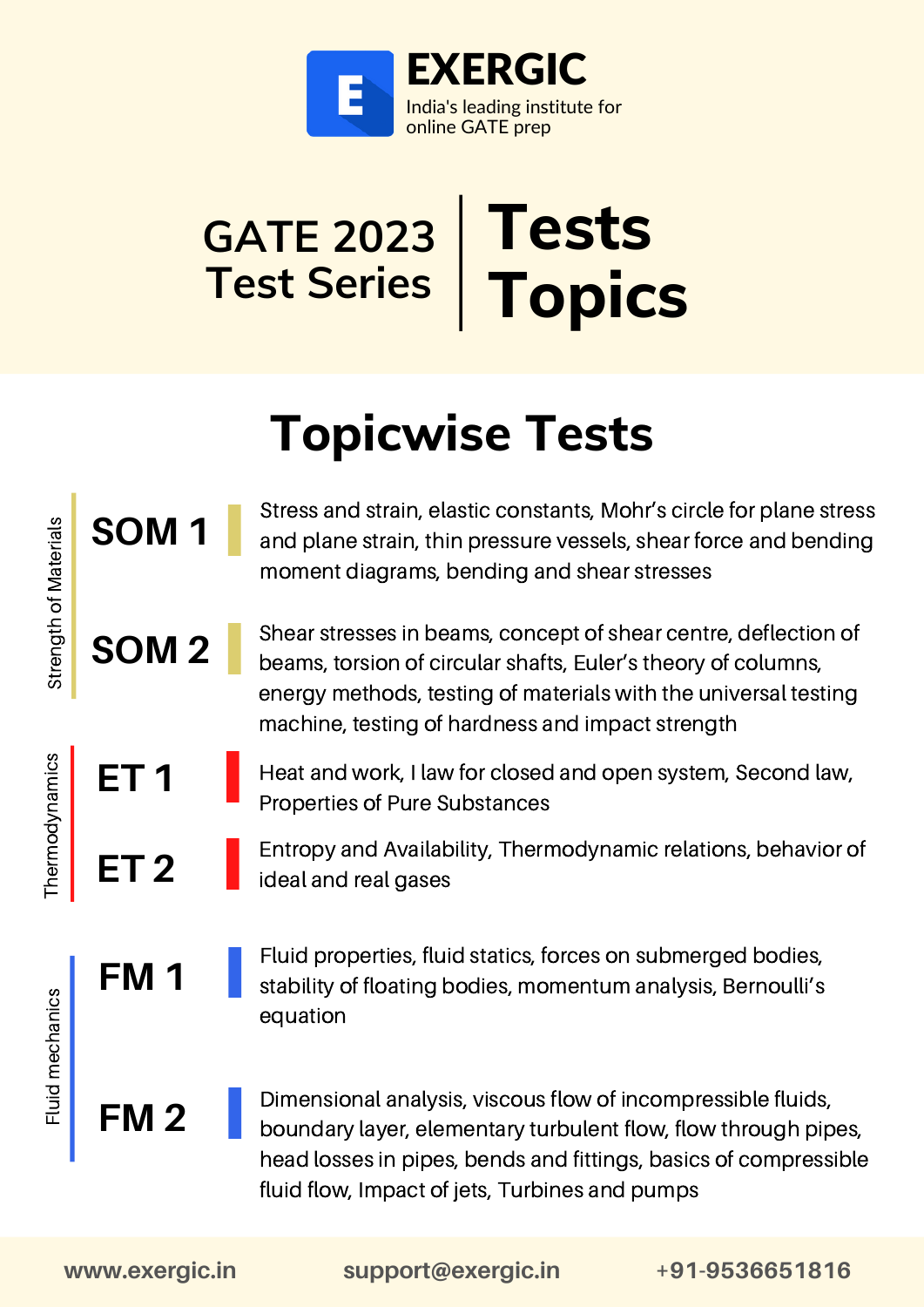# EXERGIC

India's leading institute for online GATE prep

## GATE 2023 Test Series | Tests Topics

## Topicwise Tests

| Subject | Test | Topics |
| --- | --- | --- |
| Strength of Materials | SOM 1 | Stress and strain, elastic constants, Mohr's circle for plane stress and plane strain, thin pressure vessels, shear force and bending moment diagrams, bending and shear stresses |
| | SOM 2 | Shear stresses in beams, concept of shear centre, deflection of beams, torsion of circular shafts, Euler's theory of columns, energy methods, testing of materials with the universal testing machine, testing of hardness and impact strength |
| Thermodynamics | ET 1 | Heat and work, I law for closed and open system, Second law, Properties of Pure Substances |
| | ET 2 | Entropy and Availability, Thermodynamic relations, behavior of ideal and real gases |
| Fluid mechanics | FM 1 | Fluid properties, fluid statics, forces on submerged bodies, stability of floating bodies, momentum analysis, Bernoulli's equation |
| | FM 2 | Dimensional analysis, viscous flow of incompressible fluids, boundary layer, elementary turbulent flow, flow through pipes, head losses in pipes, bends and fittings, basics of compressible fluid flow, Impact of jets, Turbines and pumps |

www.exergic.in | support@exergic.in | +91-9536651816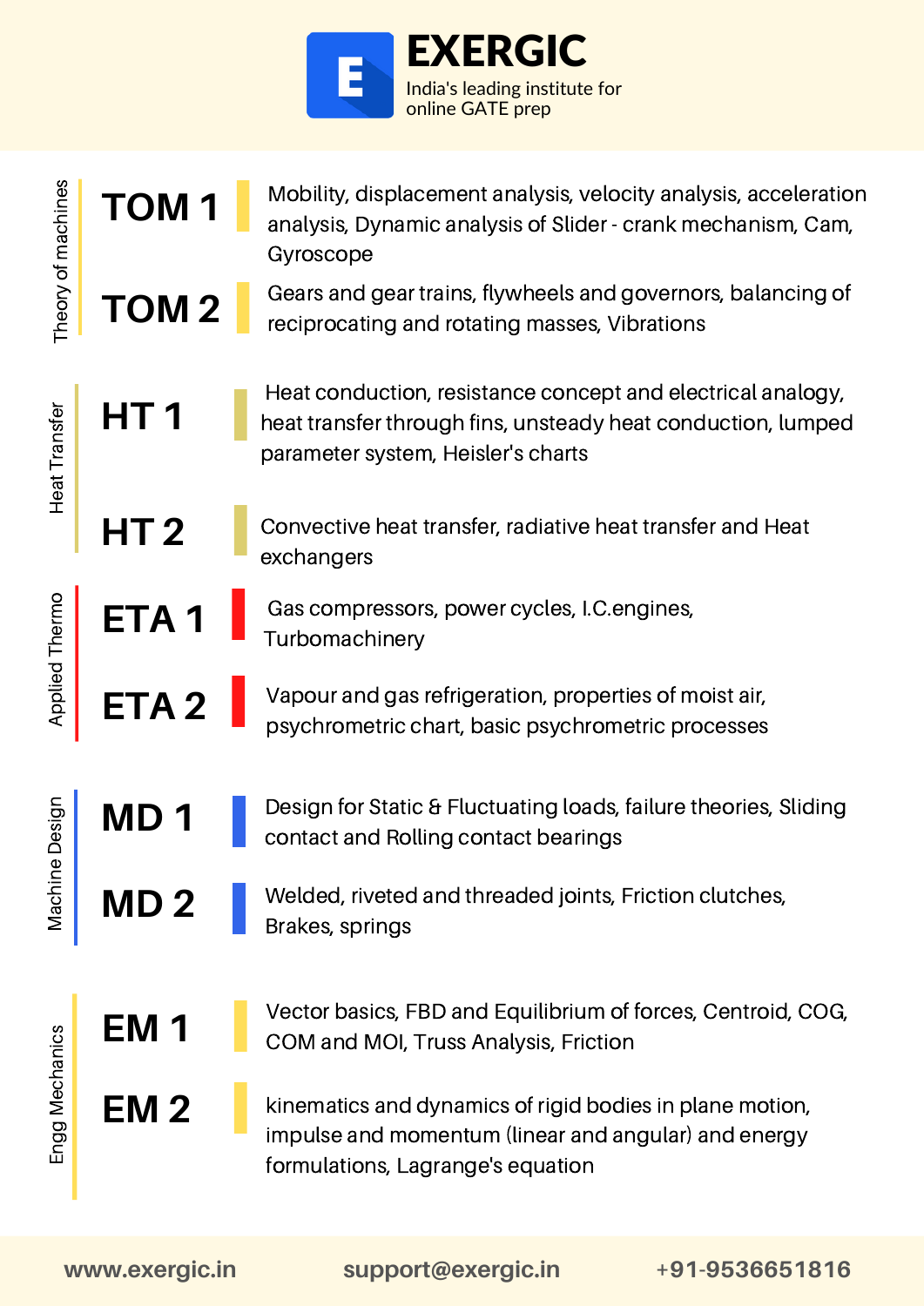# EXERGIC

India's leading institute for online GATE prep

## Theory of machines

| | |
|---|---|
| **TOM 1** | Mobility, displacement analysis, velocity analysis, acceleration analysis, Dynamic analysis of Slider - crank mechanism, Cam, Gyroscope |
| **TOM 2** | Gears and gear trains, flywheels and governors, balancing of reciprocating and rotating masses, Vibrations |

## Heat Transfer

| | |
|---|---|
| **HT 1** | Heat conduction, resistance concept and electrical analogy, heat transfer through fins, unsteady heat conduction, lumped parameter system, Heisler's charts |
| **HT 2** | Convective heat transfer, radiative heat transfer and Heat exchangers |

## Applied Thermo

| | |
|---|---|
| **ETA 1** | Gas compressors, power cycles, I.C.engines, Turbomachinery |
| **ETA 2** | Vapour and gas refrigeration, properties of moist air, psychrometric chart, basic psychrometric processes |

## Machine Design

| | |
|---|---|
| **MD 1** | Design for Static & Fluctuating loads, failure theories, Sliding contact and Rolling contact bearings |
| **MD 2** | Welded, riveted and threaded joints, Friction clutches, Brakes, springs |

## Engg Mechanics

| | |
|---|---|
| **EM 1** | Vector basics, FBD and Equilibrium of forces, Centroid, COG, COM and MOI, Truss Analysis, Friction |
| **EM 2** | kinematics and dynamics of rigid bodies in plane motion, impulse and momentum (linear and angular) and energy formulations, Lagrange's equation |

www.exergic.in | support@exergic.in | +91-9536651816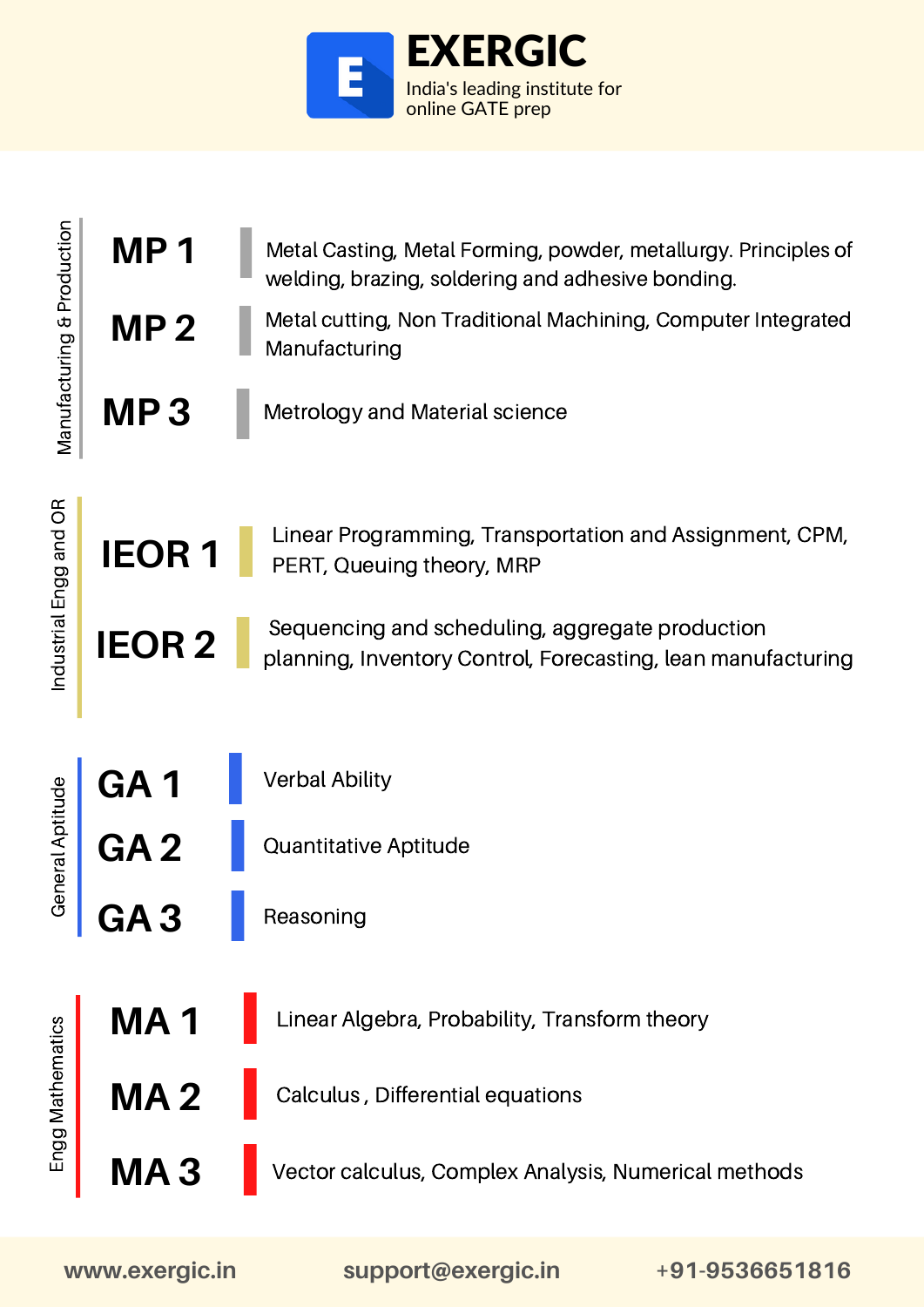# EXERGIC

India's leading institute for online GATE prep

## Manufacturing & Production

| Module | Topics |
| --- | --- |
| **MP 1** | Metal Casting, Metal Forming, powder, metallurgy. Principles of welding, brazing, soldering and adhesive bonding. |
| **MP 2** | Metal cutting, Non Traditional Machining, Computer Integrated Manufacturing |
| **MP 3** | Metrology and Material science |

## Industrial Engg and OR

| Module | Topics |
| --- | --- |
| **IEOR 1** | Linear Programming, Transportation and Assignment, CPM, PERT, Queuing theory, MRP |
| **IEOR 2** | Sequencing and scheduling, aggregate production planning, Inventory Control, Forecasting, lean manufacturing |

## General Aptitude

| Module | Topics |
| --- | --- |
| **GA 1** | Verbal Ability |
| **GA 2** | Quantitative Aptitude |
| **GA 3** | Reasoning |

## Engg Mathematics

| Module | Topics |
| --- | --- |
| **MA 1** | Linear Algebra, Probability, Transform theory |
| **MA 2** | Calculus , Differential equations |
| **MA 3** | Vector calculus, Complex Analysis, Numerical methods |

www.exergic.in support@exergic.in +91-9536651816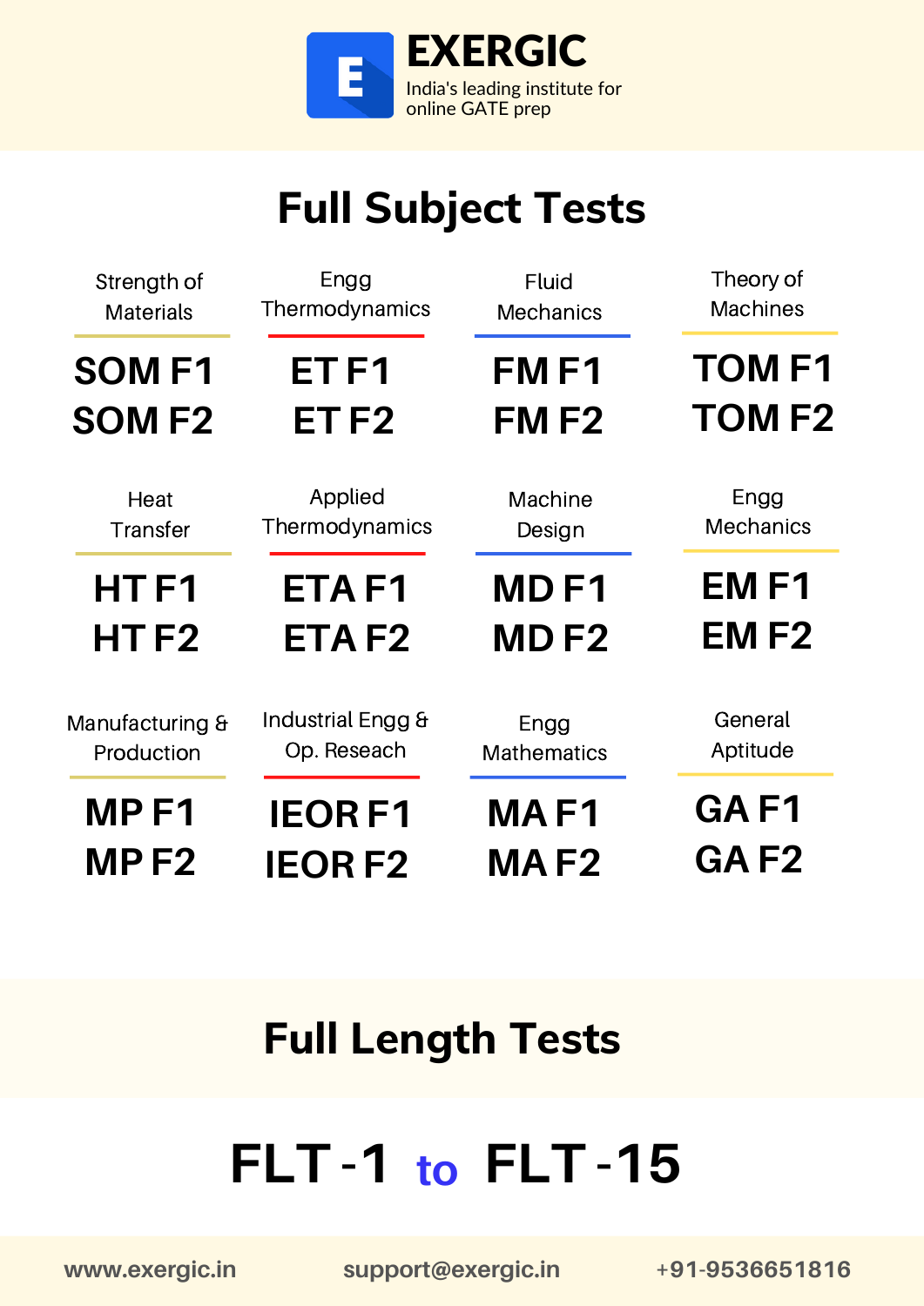**EXERGIC**

India's leading institute for online GATE prep

## Full Subject Tests

| Strength of Materials | Engg Thermodynamics | Fluid Mechanics | Theory of Machines |
|---|---|---|---|
| **SOM F1** | **ET F1** | **FM F1** | **TOM F1** |
| **SOM F2** | **ET F2** | **FM F2** | **TOM F2** |

| Heat Transfer | Applied Thermodynamics | Machine Design | Engg Mechanics |
|---|---|---|---|
| **HT F1** | **ETA F1** | **MD F1** | **EM F1** |
| **HT F2** | **ETA F2** | **MD F2** | **EM F2** |

| Manufacturing & Production | Industrial Engg & Op. Reseach | Engg Mathematics | General Aptitude |
|---|---|---|---|
| **MP F1** | **IEOR F1** | **MA F1** | **GA F1** |
| **MP F2** | **IEOR F2** | **MA F2** | **GA F2** |

## Full Length Tests

# FLT - 1 to FLT - 15

www.exergic.in support@exergic.in +91-9536651816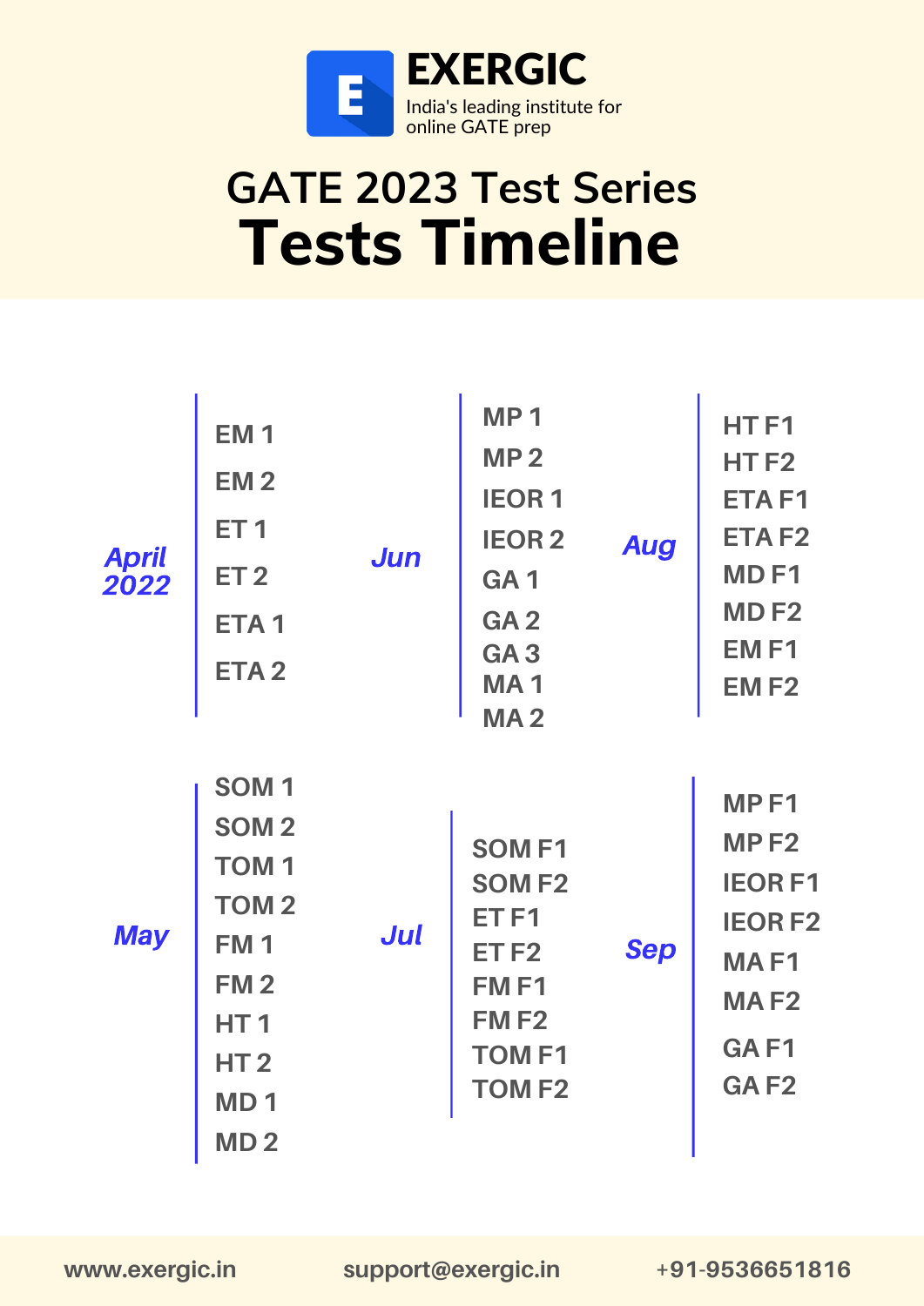**EXERGIC**

India's leading institute for online GATE prep

## GATE 2023 Test Series

# Tests Timeline

**April 2022**
- EM 1
- EM 2
- ET 1
- ET 2
- ETA 1
- ETA 2

**May**
- SOM 1
- SOM 2
- TOM 1
- TOM 2
- FM 1
- FM 2
- HT 1
- HT 2
- MD 1
- MD 2

**Jun**
- MP 1
- MP 2
- IEOR 1
- IEOR 2
- GA 1
- GA 2
- GA 3
- MA 1
- MA 2

**Jul**
- SOM F1
- SOM F2
- ET F1
- ET F2
- FM F1
- FM F2
- TOM F1
- TOM F2

**Aug**
- HT F1
- HT F2
- ETA F1
- ETA F2
- MD F1
- MD F2
- EM F1
- EM F2

**Sep**
- MP F1
- MP F2
- IEOR F1
- IEOR F2
- MA F1
- MA F2
- GA F1
- GA F2

www.exergic.in | support@exergic.in | +91-9536651816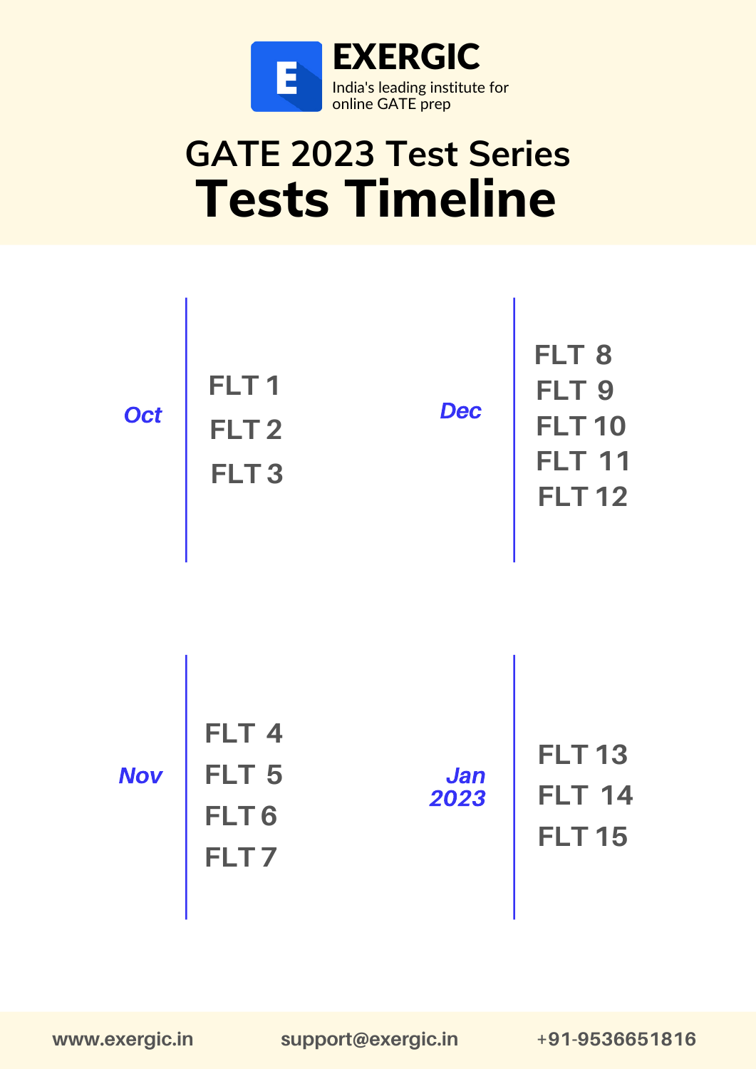**EXERGIC**

India's leading institute for online GATE prep

## GATE 2023 Test Series

# Tests Timeline

**Oct**

- FLT 1
- FLT 2
- FLT 3

**Nov**

- FLT 4
- FLT 5
- FLT 6
- FLT 7

**Dec**

- FLT 8
- FLT 9
- FLT 10
- FLT 11
- FLT 12

**Jan 2023**

- FLT 13
- FLT 14
- FLT 15

www.exergic.in    support@exergic.in    +91-9536651816